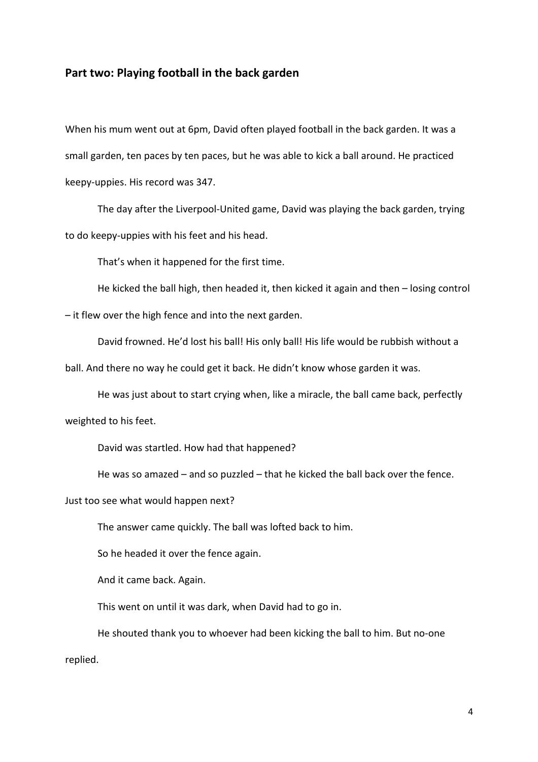## Part two: Playing football in the back garden

When his mum went out at 6pm, David often played football in the back garden. It was a small garden, ten paces by ten paces, but he was able to kick a ball around. He practiced keepy-uppies. His record was 347.

The day after the Liverpool-United game, David was playing the back garden, trying to do keepy-uppies with his feet and his head.

That's when it happened for the first time.

He kicked the ball high, then headed it, then kicked it again and then – losing control – it flew over the high fence and into the next garden.

David frowned. He'd lost his ball! His only ball! His life would be rubbish without a ball. And there no way he could get it back. He didn't know whose garden it was.

He was just about to start crying when, like a miracle, the ball came back, perfectly weighted to his feet.

David was startled. How had that happened?

He was so amazed – and so puzzled – that he kicked the ball back over the fence. Just too see what would happen next?

The answer came quickly. The ball was lofted back to him.

So he headed it over the fence again.

And it came back. Again.

This went on until it was dark, when David had to go in.

He shouted thank you to whoever had been kicking the ball to him. But no-one replied.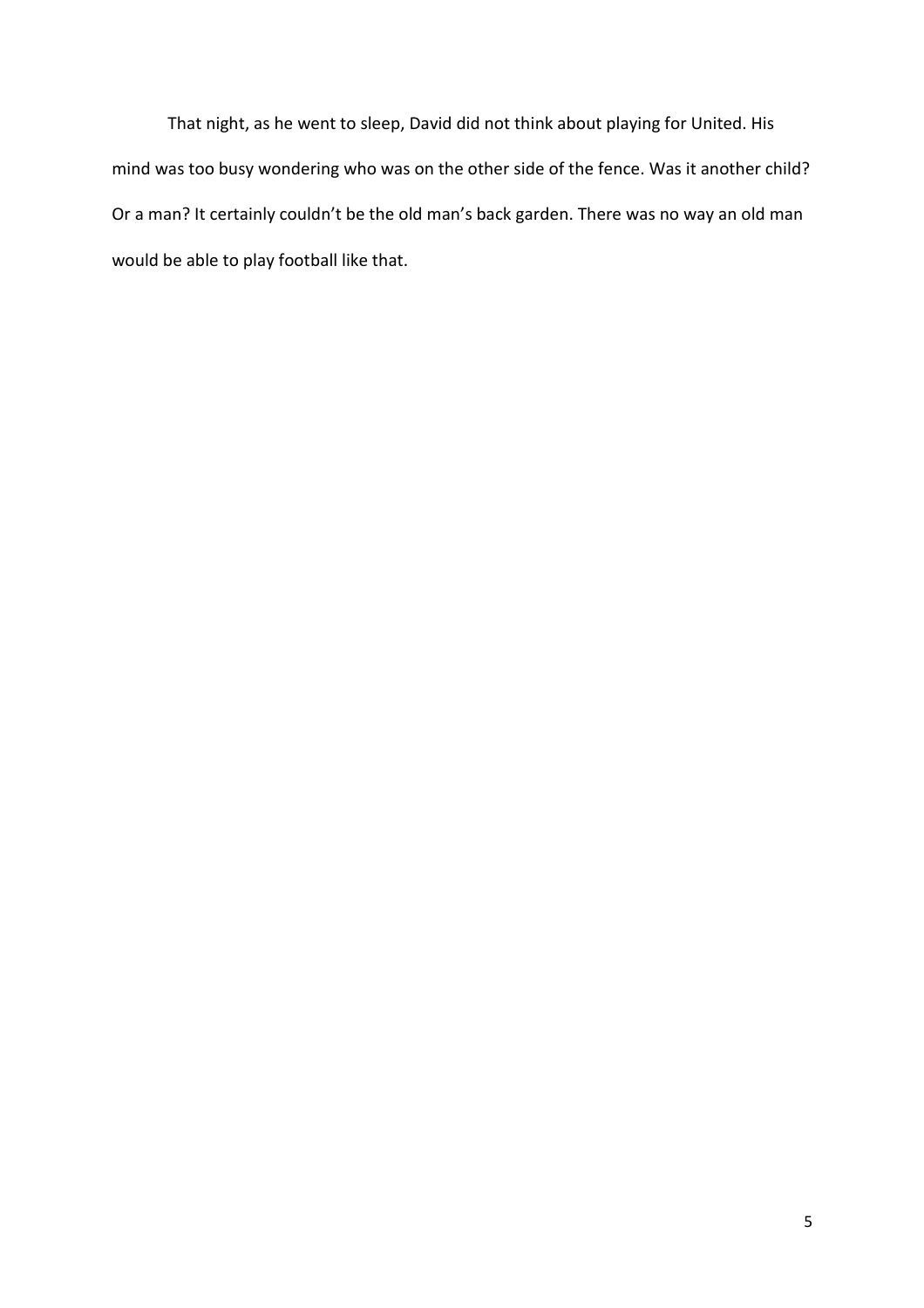That night, as he went to sleep, David did not think about playing for United. His mind was too busy wondering who was on the other side of the fence. Was it another child? Or a man? It certainly couldn't be the old man's back garden. There was no way an old man would be able to play football like that.